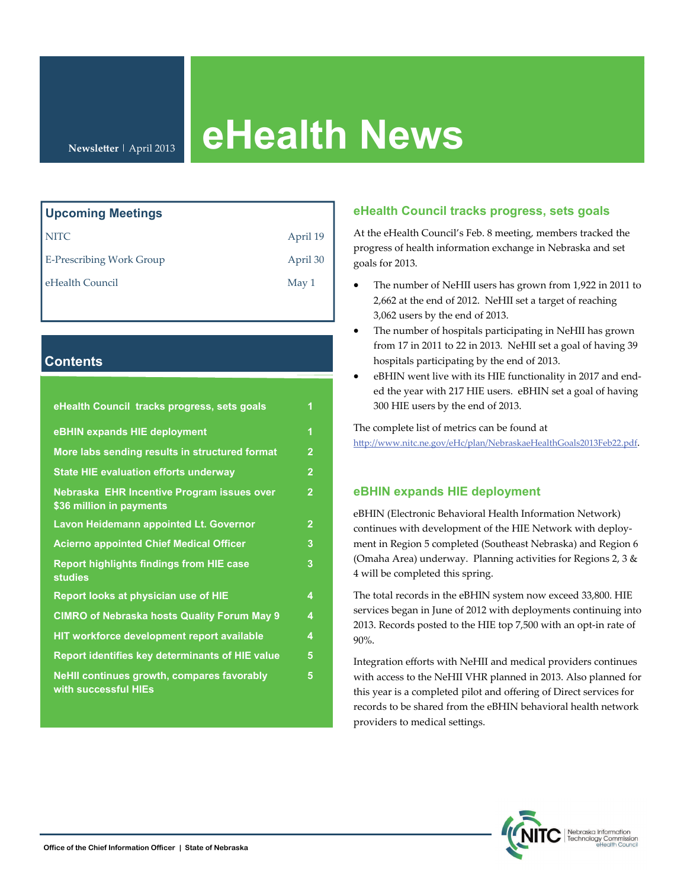# eHealth News

**Newsletter** | April 2013

## Upcoming Meetings

| | |
|---|---|
| NITC | April 19 |
| E-Prescribing Work Group | April 30 |
| eHealth Council | May 1 |

## Contents

| | |
|---|---|
| eHealth Council tracks progress, sets goals | 1 |
| eBHIN expands HIE deployment | 1 |
| More labs sending results in structured format | 2 |
| State HIE evaluation efforts underway | 2 |
| Nebraska EHR Incentive Program issues over $36 million in payments | 2 |
| Lavon Heidemann appointed Lt. Governor | 2 |
| Acierno appointed Chief Medical Officer | 3 |
| Report highlights findings from HIE case studies | 3 |
| Report looks at physician use of HIE | 4 |
| CIMRO of Nebraska hosts Quality Forum May 9 | 4 |
| HIT workforce development report available | 4 |
| Report identifies key determinants of HIE value | 5 |
| NeHII continues growth, compares favorably with successful HIEs | 5 |

## eHealth Council tracks progress, sets goals

At the eHealth Council's Feb. 8 meeting, members tracked the progress of health information exchange in Nebraska and set goals for 2013.

- The number of NeHII users has grown from 1,922 in 2011 to 2,662 at the end of 2012. NeHII set a target of reaching 3,062 users by the end of 2013.
- The number of hospitals participating in NeHII has grown from 17 in 2011 to 22 in 2013. NeHII set a goal of having 39 hospitals participating by the end of 2013.
- eBHIN went live with its HIE functionality in 2017 and ended the year with 217 HIE users. eBHIN set a goal of having 300 HIE users by the end of 2013.

The complete list of metrics can be found at http://www.nitc.ne.gov/eHc/plan/NebraskaeHealthGoals2013Feb22.pdf.

## eBHIN expands HIE deployment

eBHIN (Electronic Behavioral Health Information Network) continues with development of the HIE Network with deployment in Region 5 completed (Southeast Nebraska) and Region 6 (Omaha Area) underway. Planning activities for Regions 2, 3 & 4 will be completed this spring.

The total records in the eBHIN system now exceed 33,800. HIE services began in June of 2012 with deployments continuing into 2013. Records posted to the HIE top 7,500 with an opt-in rate of 90%.

Integration efforts with NeHII and medical providers continues with access to the NeHII VHR planned in 2013. Also planned for this year is a completed pilot and offering of Direct services for records to be shared from the eBHIN behavioral health network providers to medical settings.

Office of the Chief Information Officer | State of Nebraska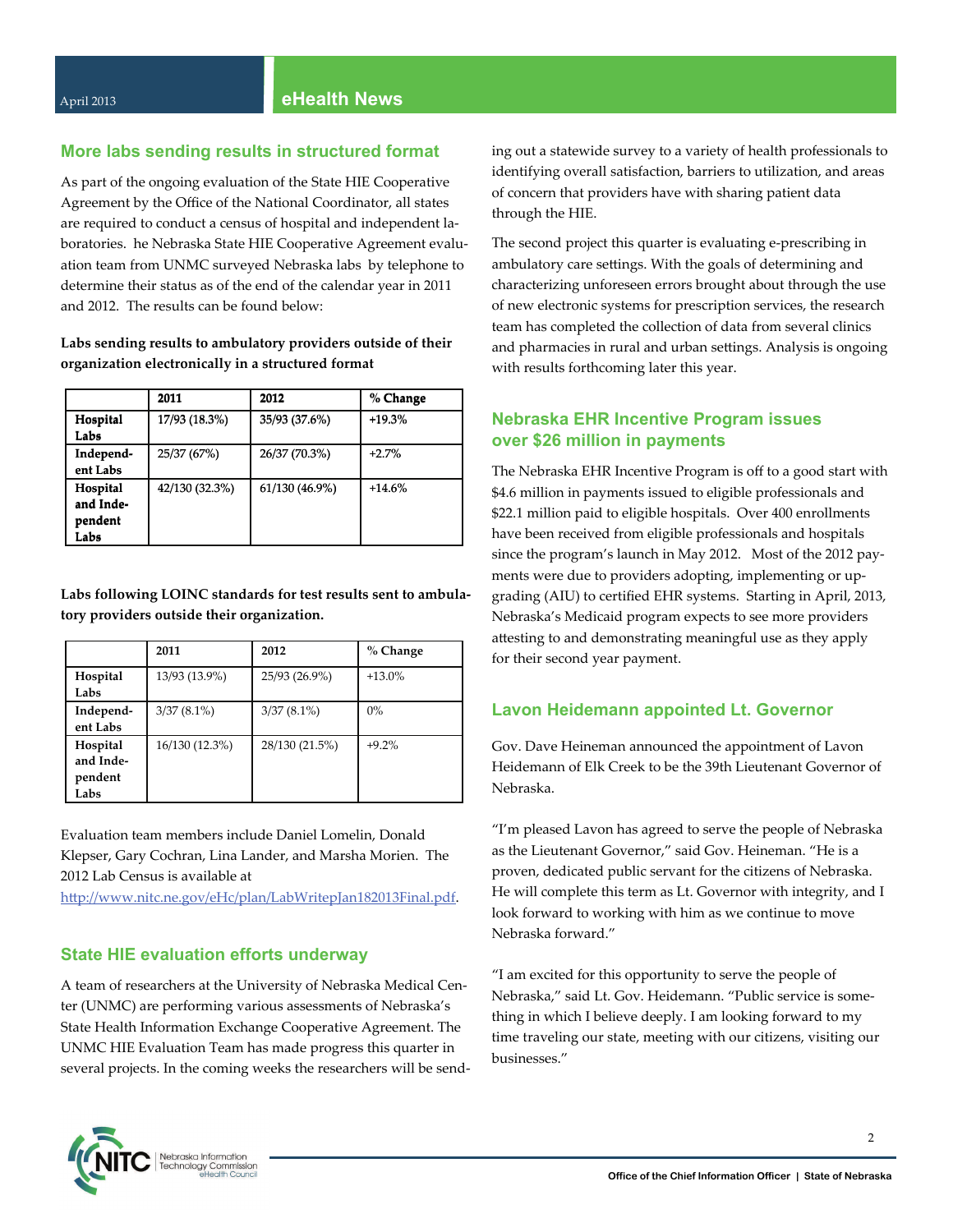## More labs sending results in structured format

As part of the ongoing evaluation of the State HIE Cooperative Agreement by the Office of the National Coordinator, all states are required to conduct a census of hospital and independent laboratories. he Nebraska State HIE Cooperative Agreement evaluation team from UNMC surveyed Nebraska labs by telephone to determine their status as of the end of the calendar year in 2011 and 2012. The results can be found below:

**Labs sending results to ambulatory providers outside of their organization electronically in a structured format**

| | 2011 | 2012 | % Change |
|---|---|---|---|
| **Hospital Labs** | 17/93 (18.3%) | 35/93 (37.6%) | +19.3% |
| **Independent Labs** | 25/37 (67%) | 26/37 (70.3%) | +2.7% |
| **Hospital and Independent Labs** | 42/130 (32.3%) | 61/130 (46.9%) | +14.6% |

**Labs following LOINC standards for test results sent to ambulatory providers outside their organization.**

| | 2011 | 2012 | % Change |
|---|---|---|---|
| **Hospital Labs** | 13/93 (13.9%) | 25/93 (26.9%) | +13.0% |
| **Independent Labs** | 3/37 (8.1%) | 3/37 (8.1%) | 0% |
| **Hospital and Independent Labs** | 16/130 (12.3%) | 28/130 (21.5%) | +9.2% |

Evaluation team members include Daniel Lomelin, Donald Klepser, Gary Cochran, Lina Lander, and Marsha Morien. The 2012 Lab Census is available at http://www.nitc.ne.gov/eHc/plan/LabWritepJan182013Final.pdf.

## State HIE evaluation efforts underway

A team of researchers at the University of Nebraska Medical Center (UNMC) are performing various assessments of Nebraska's State Health Information Exchange Cooperative Agreement. The UNMC HIE Evaluation Team has made progress this quarter in several projects. In the coming weeks the researchers will be sending out a statewide survey to a variety of health professionals to identifying overall satisfaction, barriers to utilization, and areas of concern that providers have with sharing patient data through the HIE.

The second project this quarter is evaluating e-prescribing in ambulatory care settings. With the goals of determining and characterizing unforeseen errors brought about through the use of new electronic systems for prescription services, the research team has completed the collection of data from several clinics and pharmacies in rural and urban settings. Analysis is ongoing with results forthcoming later this year.

## Nebraska EHR Incentive Program issues over $26 million in payments

The Nebraska EHR Incentive Program is off to a good start with $4.6 million in payments issued to eligible professionals and $22.1 million paid to eligible hospitals. Over 400 enrollments have been received from eligible professionals and hospitals since the program's launch in May 2012. Most of the 2012 payments were due to providers adopting, implementing or upgrading (AIU) to certified EHR systems. Starting in April, 2013, Nebraska's Medicaid program expects to see more providers attesting to and demonstrating meaningful use as they apply for their second year payment.

## Lavon Heidemann appointed Lt. Governor

Gov. Dave Heineman announced the appointment of Lavon Heidemann of Elk Creek to be the 39th Lieutenant Governor of Nebraska.

"I'm pleased Lavon has agreed to serve the people of Nebraska as the Lieutenant Governor," said Gov. Heineman. "He is a proven, dedicated public servant for the citizens of Nebraska. He will complete this term as Lt. Governor with integrity, and I look forward to working with him as we continue to move Nebraska forward."

"I am excited for this opportunity to serve the people of Nebraska," said Lt. Gov. Heidemann. "Public service is something in which I believe deeply. I am looking forward to my time traveling our state, meeting with our citizens, visiting our businesses."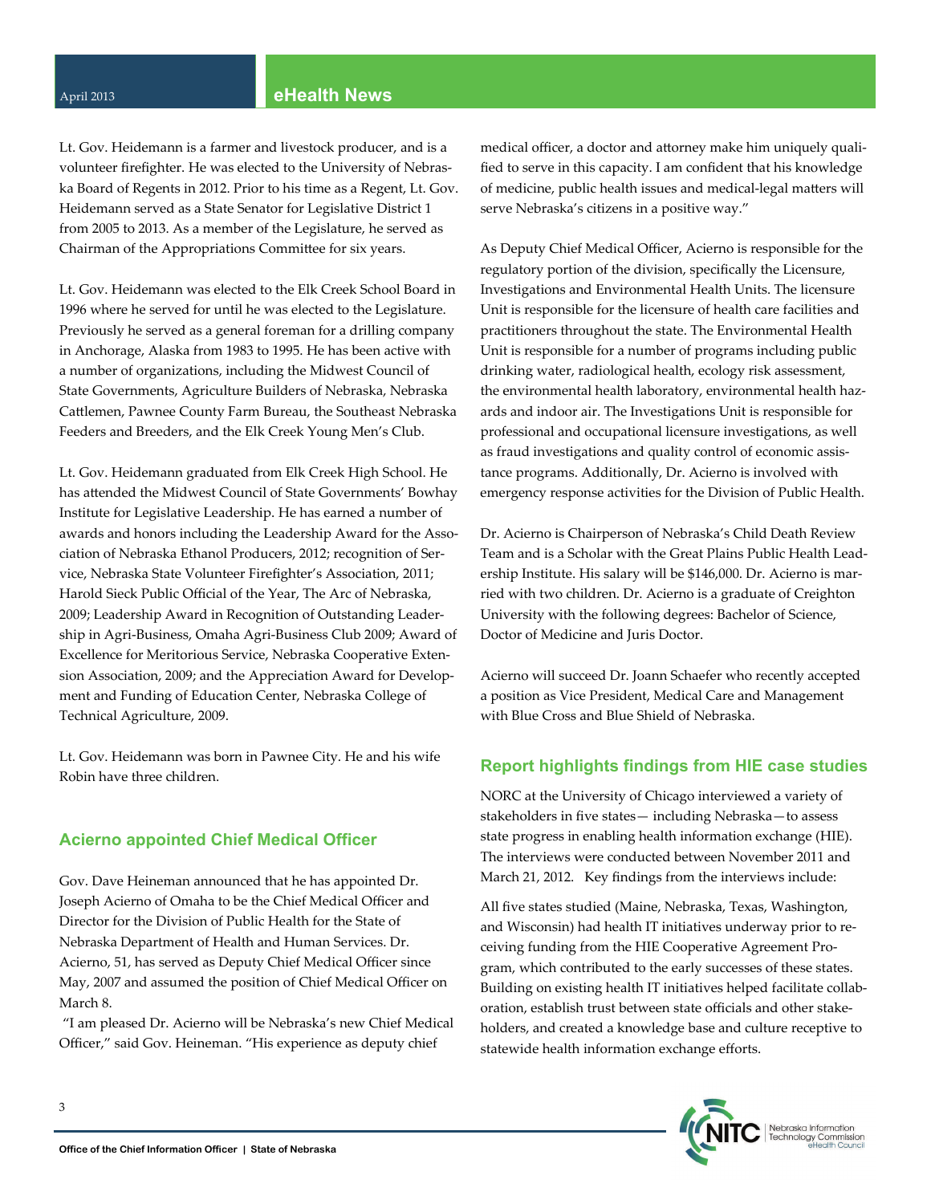Lt. Gov. Heidemann is a farmer and livestock producer, and is a volunteer firefighter. He was elected to the University of Nebraska Board of Regents in 2012. Prior to his time as a Regent, Lt. Gov. Heidemann served as a State Senator for Legislative District 1 from 2005 to 2013. As a member of the Legislature, he served as Chairman of the Appropriations Committee for six years.

Lt. Gov. Heidemann was elected to the Elk Creek School Board in 1996 where he served for until he was elected to the Legislature. Previously he served as a general foreman for a drilling company in Anchorage, Alaska from 1983 to 1995. He has been active with a number of organizations, including the Midwest Council of State Governments, Agriculture Builders of Nebraska, Nebraska Cattlemen, Pawnee County Farm Bureau, the Southeast Nebraska Feeders and Breeders, and the Elk Creek Young Men's Club.

Lt. Gov. Heidemann graduated from Elk Creek High School. He has attended the Midwest Council of State Governments' Bowhay Institute for Legislative Leadership. He has earned a number of awards and honors including the Leadership Award for the Association of Nebraska Ethanol Producers, 2012; recognition of Service, Nebraska State Volunteer Firefighter's Association, 2011; Harold Sieck Public Official of the Year, The Arc of Nebraska, 2009; Leadership Award in Recognition of Outstanding Leadership in Agri-Business, Omaha Agri-Business Club 2009; Award of Excellence for Meritorious Service, Nebraska Cooperative Extension Association, 2009; and the Appreciation Award for Development and Funding of Education Center, Nebraska College of Technical Agriculture, 2009.

Lt. Gov. Heidemann was born in Pawnee City. He and his wife Robin have three children.

## Acierno appointed Chief Medical Officer

Gov. Dave Heineman announced that he has appointed Dr. Joseph Acierno of Omaha to be the Chief Medical Officer and Director for the Division of Public Health for the State of Nebraska Department of Health and Human Services. Dr. Acierno, 51, has served as Deputy Chief Medical Officer since May, 2007 and assumed the position of Chief Medical Officer on March 8.

"I am pleased Dr. Acierno will be Nebraska's new Chief Medical Officer," said Gov. Heineman. "His experience as deputy chief medical officer, a doctor and attorney make him uniquely qualified to serve in this capacity. I am confident that his knowledge of medicine, public health issues and medical-legal matters will serve Nebraska's citizens in a positive way."

As Deputy Chief Medical Officer, Acierno is responsible for the regulatory portion of the division, specifically the Licensure, Investigations and Environmental Health Units. The licensure Unit is responsible for the licensure of health care facilities and practitioners throughout the state. The Environmental Health Unit is responsible for a number of programs including public drinking water, radiological health, ecology risk assessment, the environmental health laboratory, environmental health hazards and indoor air. The Investigations Unit is responsible for professional and occupational licensure investigations, as well as fraud investigations and quality control of economic assistance programs. Additionally, Dr. Acierno is involved with emergency response activities for the Division of Public Health.

Dr. Acierno is Chairperson of Nebraska's Child Death Review Team and is a Scholar with the Great Plains Public Health Leadership Institute. His salary will be $146,000. Dr. Acierno is married with two children. Dr. Acierno is a graduate of Creighton University with the following degrees: Bachelor of Science, Doctor of Medicine and Juris Doctor.

Acierno will succeed Dr. Joann Schaefer who recently accepted a position as Vice President, Medical Care and Management with Blue Cross and Blue Shield of Nebraska.

## Report highlights findings from HIE case studies

NORC at the University of Chicago interviewed a variety of stakeholders in five states— including Nebraska—to assess state progress in enabling health information exchange (HIE). The interviews were conducted between November 2011 and March 21, 2012. Key findings from the interviews include:

All five states studied (Maine, Nebraska, Texas, Washington, and Wisconsin) had health IT initiatives underway prior to receiving funding from the HIE Cooperative Agreement Program, which contributed to the early successes of these states. Building on existing health IT initiatives helped facilitate collaboration, establish trust between state officials and other stakeholders, and created a knowledge base and culture receptive to statewide health information exchange efforts.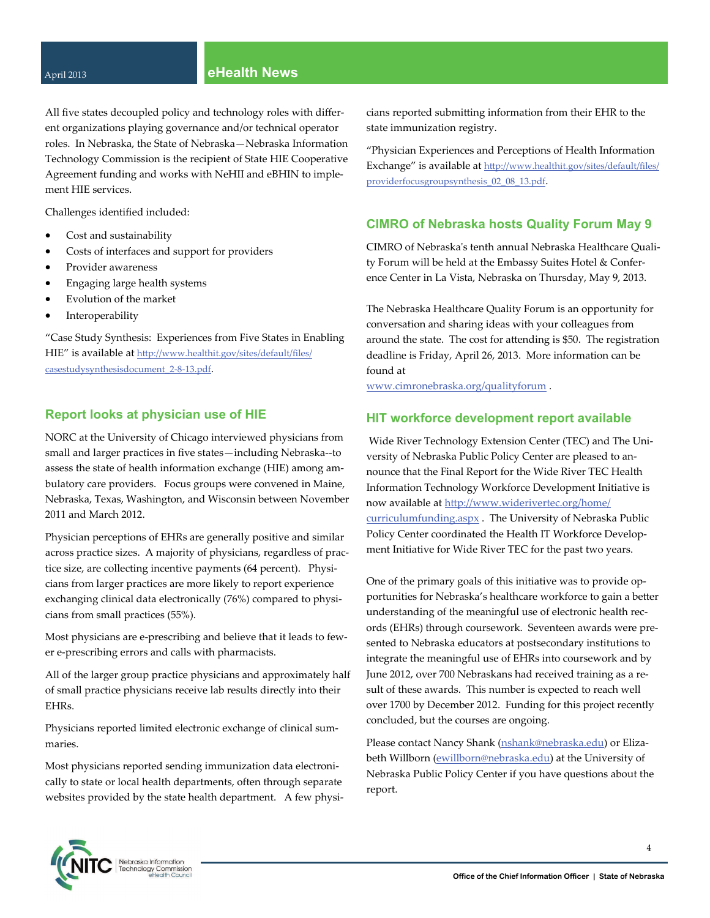All five states decoupled policy and technology roles with different organizations playing governance and/or technical operator roles. In Nebraska, the State of Nebraska—Nebraska Information Technology Commission is the recipient of State HIE Cooperative Agreement funding and works with NeHII and eBHIN to implement HIE services.

Challenges identified included:

- Cost and sustainability
- Costs of interfaces and support for providers
- Provider awareness
- Engaging large health systems
- Evolution of the market
- Interoperability

"Case Study Synthesis: Experiences from Five States in Enabling HIE" is available at http://www.healthit.gov/sites/default/files/casestudysynthesisdocument_2-8-13.pdf.

## Report looks at physician use of HIE

NORC at the University of Chicago interviewed physicians from small and larger practices in five states—including Nebraska--to assess the state of health information exchange (HIE) among ambulatory care providers. Focus groups were convened in Maine, Nebraska, Texas, Washington, and Wisconsin between November 2011 and March 2012.

Physician perceptions of EHRs are generally positive and similar across practice sizes. A majority of physicians, regardless of practice size, are collecting incentive payments (64 percent). Physicians from larger practices are more likely to report experience exchanging clinical data electronically (76%) compared to physicians from small practices (55%).

Most physicians are e-prescribing and believe that it leads to fewer e-prescribing errors and calls with pharmacists.

All of the larger group practice physicians and approximately half of small practice physicians receive lab results directly into their EHRs.

Physicians reported limited electronic exchange of clinical summaries.

Most physicians reported sending immunization data electronically to state or local health departments, often through separate websites provided by the state health department. A few physicians reported submitting information from their EHR to the state immunization registry.

"Physician Experiences and Perceptions of Health Information Exchange" is available at http://www.healthit.gov/sites/default/files/providerfocusgroupsynthesis_02_08_13.pdf.

## CIMRO of Nebraska hosts Quality Forum May 9

CIMRO of Nebraska's tenth annual Nebraska Healthcare Quality Forum will be held at the Embassy Suites Hotel & Conference Center in La Vista, Nebraska on Thursday, May 9, 2013.

The Nebraska Healthcare Quality Forum is an opportunity for conversation and sharing ideas with your colleagues from around the state. The cost for attending is $50. The registration deadline is Friday, April 26, 2013. More information can be found at www.cimronebraska.org/qualityforum .

## HIT workforce development report available

Wide River Technology Extension Center (TEC) and The University of Nebraska Public Policy Center are pleased to announce that the Final Report for the Wide River TEC Health Information Technology Workforce Development Initiative is now available at http://www.widerivertec.org/home/curriculumfunding.aspx . The University of Nebraska Public Policy Center coordinated the Health IT Workforce Development Initiative for Wide River TEC for the past two years.

One of the primary goals of this initiative was to provide opportunities for Nebraska's healthcare workforce to gain a better understanding of the meaningful use of electronic health records (EHRs) through coursework. Seventeen awards were presented to Nebraska educators at postsecondary institutions to integrate the meaningful use of EHRs into coursework and by June 2012, over 700 Nebraskans had received training as a result of these awards. This number is expected to reach well over 1700 by December 2012. Funding for this project recently concluded, but the courses are ongoing.

Please contact Nancy Shank (nshank@nebraska.edu) or Elizabeth Willborn (ewillborn@nebraska.edu) at the University of Nebraska Public Policy Center if you have questions about the report.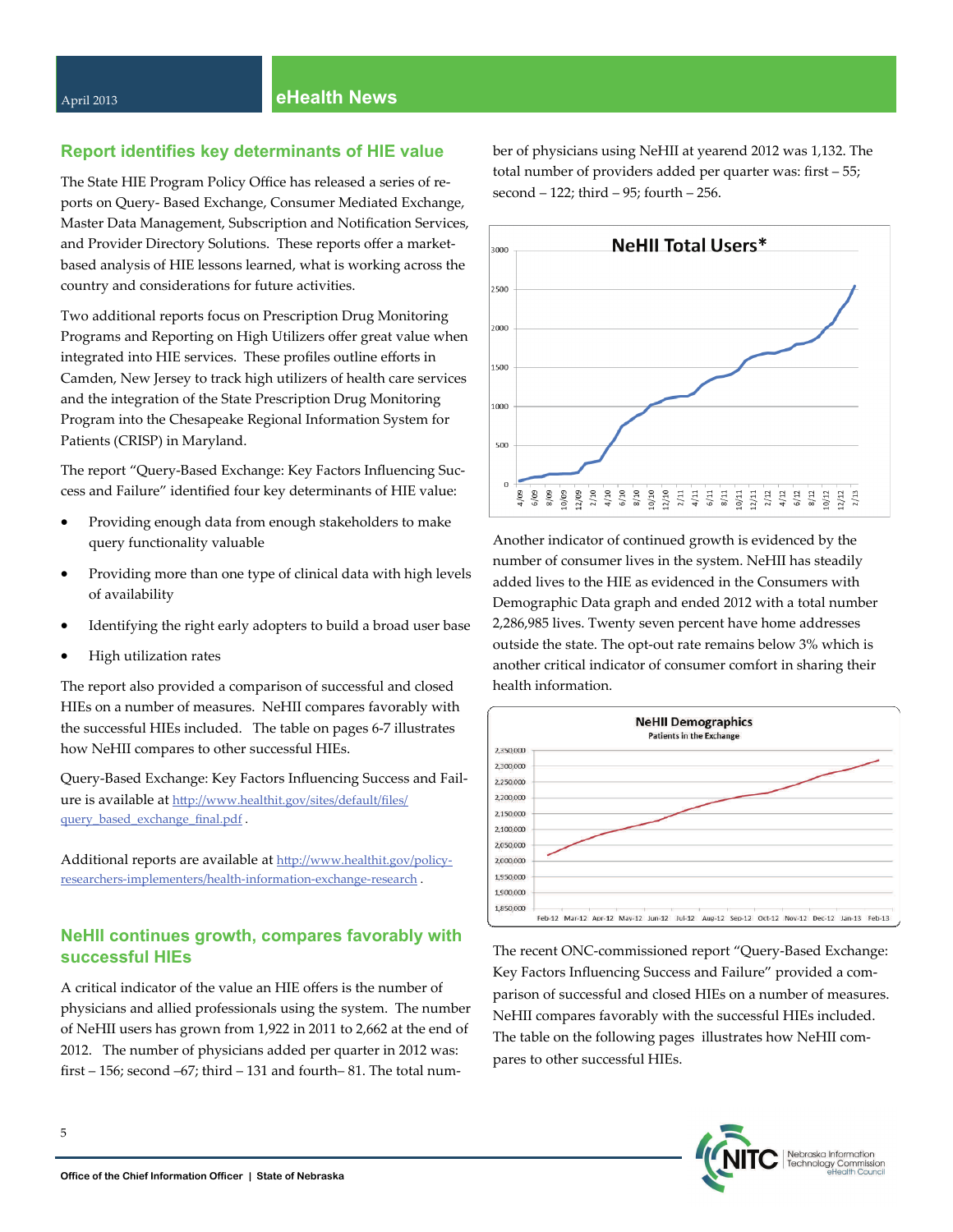## Report identifies key determinants of HIE value

The State HIE Program Policy Office has released a series of reports on Query- Based Exchange, Consumer Mediated Exchange, Master Data Management, Subscription and Notification Services, and Provider Directory Solutions. These reports offer a market-based analysis of HIE lessons learned, what is working across the country and considerations for future activities.

Two additional reports focus on Prescription Drug Monitoring Programs and Reporting on High Utilizers offer great value when integrated into HIE services. These profiles outline efforts in Camden, New Jersey to track high utilizers of health care services and the integration of the State Prescription Drug Monitoring Program into the Chesapeake Regional Information System for Patients (CRISP) in Maryland.

The report "Query-Based Exchange: Key Factors Influencing Success and Failure" identified four key determinants of HIE value:

- Providing enough data from enough stakeholders to make query functionality valuable
- Providing more than one type of clinical data with high levels of availability
- Identifying the right early adopters to build a broad user base
- High utilization rates

The report also provided a comparison of successful and closed HIEs on a number of measures. NeHII compares favorably with the successful HIEs included. The table on pages 6-7 illustrates how NeHII compares to other successful HIEs.

Query-Based Exchange: Key Factors Influencing Success and Failure is available at http://www.healthit.gov/sites/default/files/query_based_exchange_final.pdf .

Additional reports are available at http://www.healthit.gov/policy-researchers-implementers/health-information-exchange-research .

## NeHII continues growth, compares favorably with successful HIEs

A critical indicator of the value an HIE offers is the number of physicians and allied professionals using the system. The number of NeHII users has grown from 1,922 in 2011 to 2,662 at the end of 2012. The number of physicians added per quarter in 2012 was: first – 156; second –67; third – 131 and fourth– 81. The total number of physicians using NeHII at yearend 2012 was 1,132. The total number of providers added per quarter was: first – 55; second – 122; third – 95; fourth – 256.

Another indicator of continued growth is evidenced by the number of consumer lives in the system. NeHII has steadily added lives to the HIE as evidenced in the Consumers with Demographic Data graph and ended 2012 with a total number 2,286,985 lives. Twenty seven percent have home addresses outside the state. The opt-out rate remains below 3% which is another critical indicator of consumer comfort in sharing their health information.

The recent ONC-commissioned report "Query-Based Exchange: Key Factors Influencing Success and Failure" provided a comparison of successful and closed HIEs on a number of measures. NeHII compares favorably with the successful HIEs included. The table on the following pages illustrates how NeHII compares to other successful HIEs.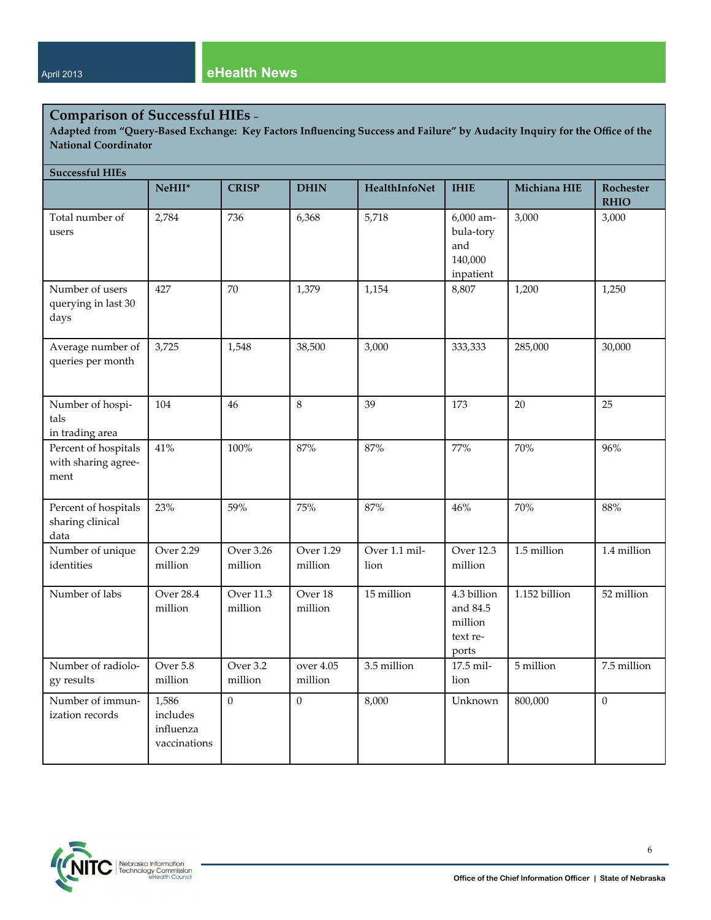## Comparison of Successful HIEs –

**Adapted from "Query-Based Exchange: Key Factors Influencing Success and Failure" by Audacity Inquiry for the Office of the National Coordinator**

**Successful HIEs**

| | NeHII* | CRISP | DHIN | HealthInfoNet | IHIE | Michiana HIE | Rochester RHIO |
|---|---|---|---|---|---|---|---|
| Total number of users | 2,784 | 736 | 6,368 | 5,718 | 6,000 ambula-tory and 140,000 inpatient | 3,000 | 3,000 |
| Number of users querying in last 30 days | 427 | 70 | 1,379 | 1,154 | 8,807 | 1,200 | 1,250 |
| Average number of queries per month | 3,725 | 1,548 | 38,500 | 3,000 | 333,333 | 285,000 | 30,000 |
| Number of hospitals in trading area | 104 | 46 | 8 | 39 | 173 | 20 | 25 |
| Percent of hospitals with sharing agreement | 41% | 100% | 87% | 87% | 77% | 70% | 96% |
| Percent of hospitals sharing clinical data | 23% | 59% | 75% | 87% | 46% | 70% | 88% |
| Number of unique identities | Over 2.29 million | Over 3.26 million | Over 1.29 million | Over 1.1 million | Over 12.3 million | 1.5 million | 1.4 million |
| Number of labs | Over 28.4 million | Over 11.3 million | Over 18 million | 15 million | 4.3 billion and 84.5 million text reports | 1.152 billion | 52 million |
| Number of radiology results | Over 5.8 million | Over 3.2 million | over 4.05 million | 3.5 million | 17.5 million | 5 million | 7.5 million |
| Number of immunization records | 1,586 includes influenza vaccinations | 0 | 0 | 8,000 | Unknown | 800,000 | 0 |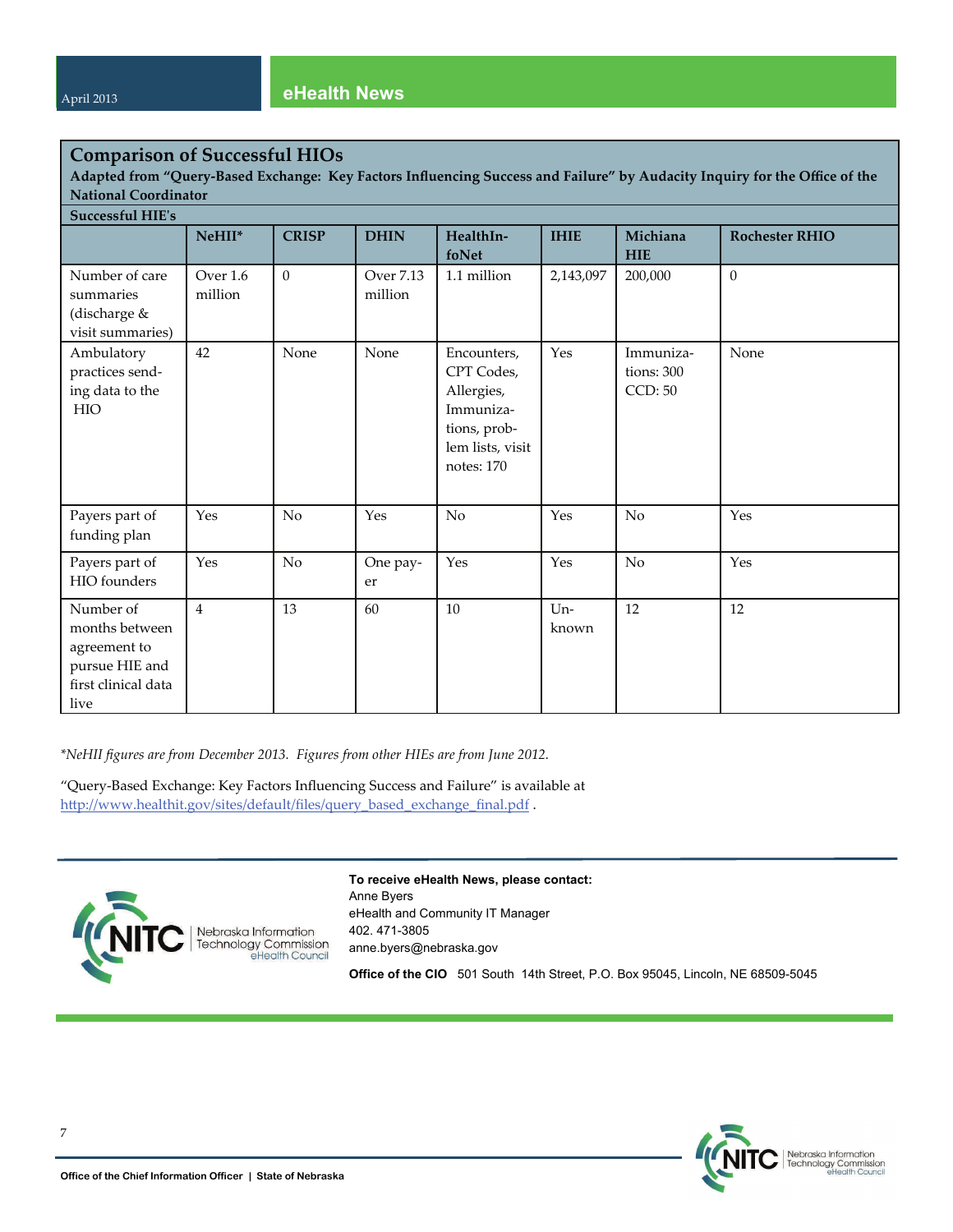## Comparison of Successful HIOs

**Adapted from "Query-Based Exchange: Key Factors Influencing Success and Failure" by Audacity Inquiry for the Office of the National Coordinator**

**Successful HIE's**

| | NeHII* | CRISP | DHIN | HealthInfoNet | IHIE | Michiana HIE | Rochester RHIO |
|---|---|---|---|---|---|---|---|
| Number of care summaries (discharge & visit summaries) | Over 1.6 million | 0 | Over 7.13 million | 1.1 million | 2,143,097 | 200,000 | 0 |
| Ambulatory practices sending data to the HIO | 42 | None | None | Encounters, CPT Codes, Allergies, Immunizations, problem lists, visit notes: 170 | Yes | Immunizations: 300 CCD: 50 | None |
| Payers part of funding plan | Yes | No | Yes | No | Yes | No | Yes |
| Payers part of HIO founders | Yes | No | One payer | Yes | Yes | No | Yes |
| Number of months between agreement to pursue HIE and first clinical data live | 4 | 13 | 60 | 10 | Unknown | 12 | 12 |

*\*NeHII figures are from December 2013. Figures from other HIEs are from June 2012.*

"Query-Based Exchange: Key Factors Influencing Success and Failure" is available at http://www.healthit.gov/sites/default/files/query_based_exchange_final.pdf .

NITC | Nebraska Information Technology Commission eHealth Council

**To receive eHealth News, please contact:**
Anne Byers
eHealth and Community IT Manager
402. 471-3805
anne.byers@nebraska.gov

**Office of the CIO** 501 South 14th Street, P.O. Box 95045, Lincoln, NE 68509-5045